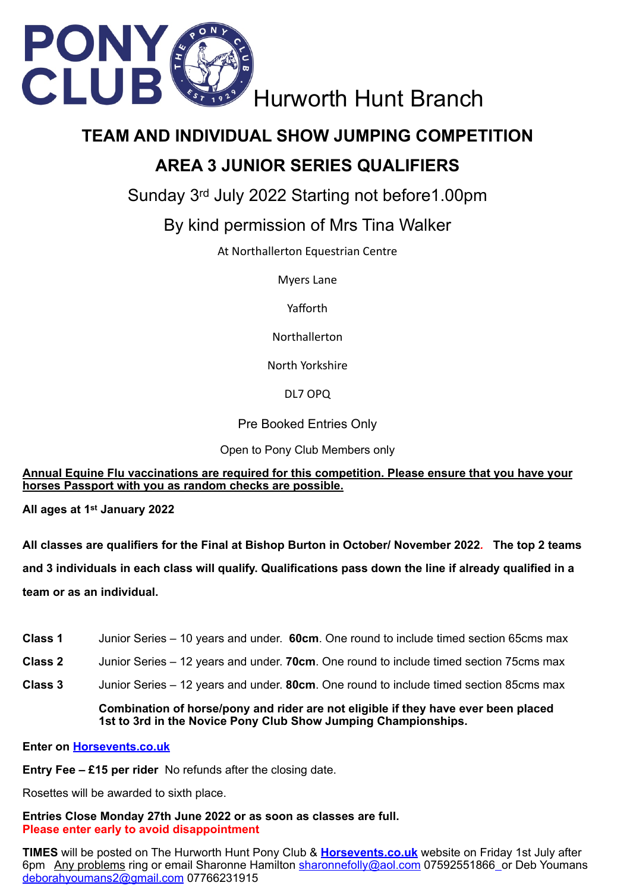# PONY CLUB Hurworth Hunt Branch

## TEAM AND INDIVIDUAL SHOW JUMPING COMPETITION

## AREA 3 JUNIOR SERIES QUALIFIERS

Sunday 3rd July 2022 Starting not before1.00pm

By kind permission of Mrs Tina Walker

At Northallerton Equestrian Centre

Myers Lane

Yafforth

Northallerton

North Yorkshire

DL7 OPQ

Pre Booked Entries Only

Open to Pony Club Members only

**Annual Equine Flu vaccinations are required for this competition. Please ensure that you have your horses Passport with you as random checks are possible.**

**All ages at 1st January 2022**

**All classes are qualifiers for the Final at Bishop Burton in October/ November 2022. The top 2 teams and 3 individuals in each class will qualify. Qualifications pass down the line if already qualified in a team or as an individual.**

**Class 1** Junior Series – 10 years and under. **60cm**. One round to include timed section 65cms max

**Class 2** Junior Series – 12 years and under. **70cm**. One round to include timed section 75cms max

**Class 3** Junior Series – 12 years and under. **80cm**. One round to include timed section 85cms max

**Combination of horse/pony and rider are not eligible if they have ever been placed 1st to 3rd in the Novice Pony Club Show Jumping Championships.**

**Enter on Horsevents.co.uk**

**Entry Fee – £15 per rider** No refunds after the closing date.

Rosettes will be awarded to sixth place.

**Entries Close Monday 27th June 2022 or as soon as classes are full.**
**Please enter early to avoid disappointment**

**TIMES** will be posted on The Hurworth Hunt Pony Club & **Horsevents.co.uk** website on Friday 1st July after 6pm Any problems ring or email Sharonne Hamilton sharonnefolly@aol.com 07592551866_or Deb Youmans deborahyoumans2@gmail.com 07766231915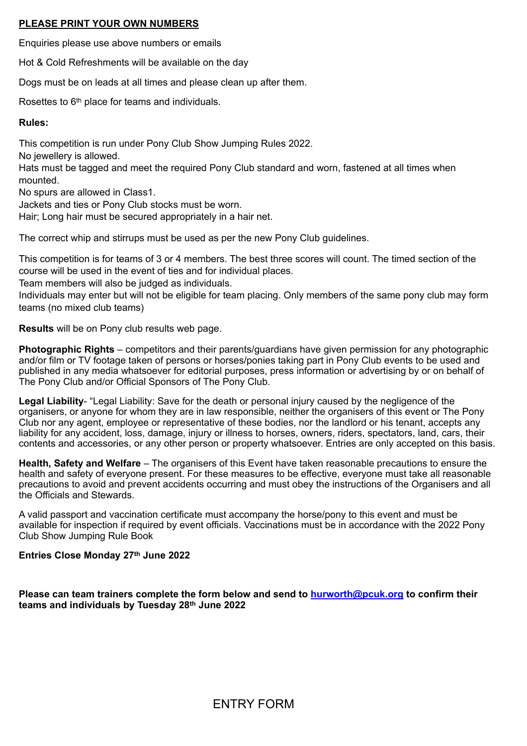**PLEASE PRINT YOUR OWN NUMBERS**

Enquiries please use above numbers or emails

Hot & Cold Refreshments will be available on the day

Dogs must be on leads at all times and please clean up after them.

Rosettes to 6th place for teams and individuals.

**Rules:**

This competition is run under Pony Club Show Jumping Rules 2022.
No jewellery is allowed.
Hats must be tagged and meet the required Pony Club standard and worn, fastened at all times when mounted.
No spurs are allowed in Class1.
Jackets and ties or Pony Club stocks must be worn.
Hair; Long hair must be secured appropriately in a hair net.

The correct whip and stirrups must be used as per the new Pony Club guidelines.

This competition is for teams of 3 or 4 members. The best three scores will count. The timed section of the course will be used in the event of ties and for individual places.
Team members will also be judged as individuals.
Individuals may enter but will not be eligible for team placing. Only members of the same pony club may form teams (no mixed club teams)

**Results** will be on Pony club results web page.

**Photographic Rights** – competitors and their parents/guardians have given permission for any photographic and/or film or TV footage taken of persons or horses/ponies taking part in Pony Club events to be used and published in any media whatsoever for editorial purposes, press information or advertising by or on behalf of The Pony Club and/or Official Sponsors of The Pony Club.

**Legal Liability**- "Legal Liability: Save for the death or personal injury caused by the negligence of the organisers, or anyone for whom they are in law responsible, neither the organisers of this event or The Pony Club nor any agent, employee or representative of these bodies, nor the landlord or his tenant, accepts any liability for any accident, loss, damage, injury or illness to horses, owners, riders, spectators, land, cars, their contents and accessories, or any other person or property whatsoever. Entries are only accepted on this basis.

**Health, Safety and Welfare** – The organisers of this Event have taken reasonable precautions to ensure the health and safety of everyone present. For these measures to be effective, everyone must take all reasonable precautions to avoid and prevent accidents occurring and must obey the instructions of the Organisers and all the Officials and Stewards.

A valid passport and vaccination certificate must accompany the horse/pony to this event and must be available for inspection if required by event officials. Vaccinations must be in accordance with the 2022 Pony Club Show Jumping Rule Book

**Entries Close Monday 27th June 2022**

**Please can team trainers complete the form below and send to hurworth@pcuk.org to confirm their teams and individuals by Tuesday 28th June 2022**

## ENTRY FORM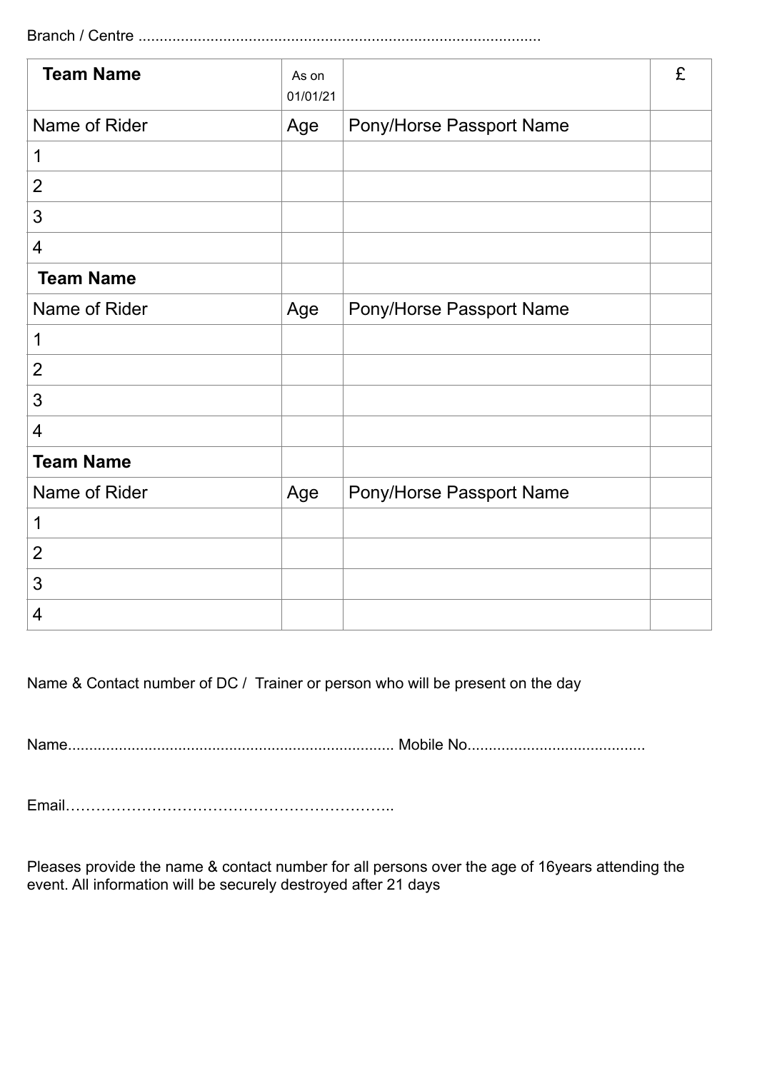Branch / Centre ..............................................................................................

| **Team Name** | As on 01/01/21 | | £ |
|---|---|---|---|
| Name of Rider | Age | Pony/Horse Passport Name | |
| 1 | | | |
| 2 | | | |
| 3 | | | |
| 4 | | | |
| **Team Name** | | | |
| Name of Rider | Age | Pony/Horse Passport Name | |
| 1 | | | |
| 2 | | | |
| 3 | | | |
| 4 | | | |
| **Team Name** | | | |
| Name of Rider | Age | Pony/Horse Passport Name | |
| 1 | | | |
| 2 | | | |
| 3 | | | |
| 4 | | | |

Name & Contact number of DC / Trainer or person who will be present on the day

Name............................................................................ Mobile No..........................................

Email………………………………………………………..

Pleases provide the name & contact number for all persons over the age of 16years attending the event. All information will be securely destroyed after 21 days